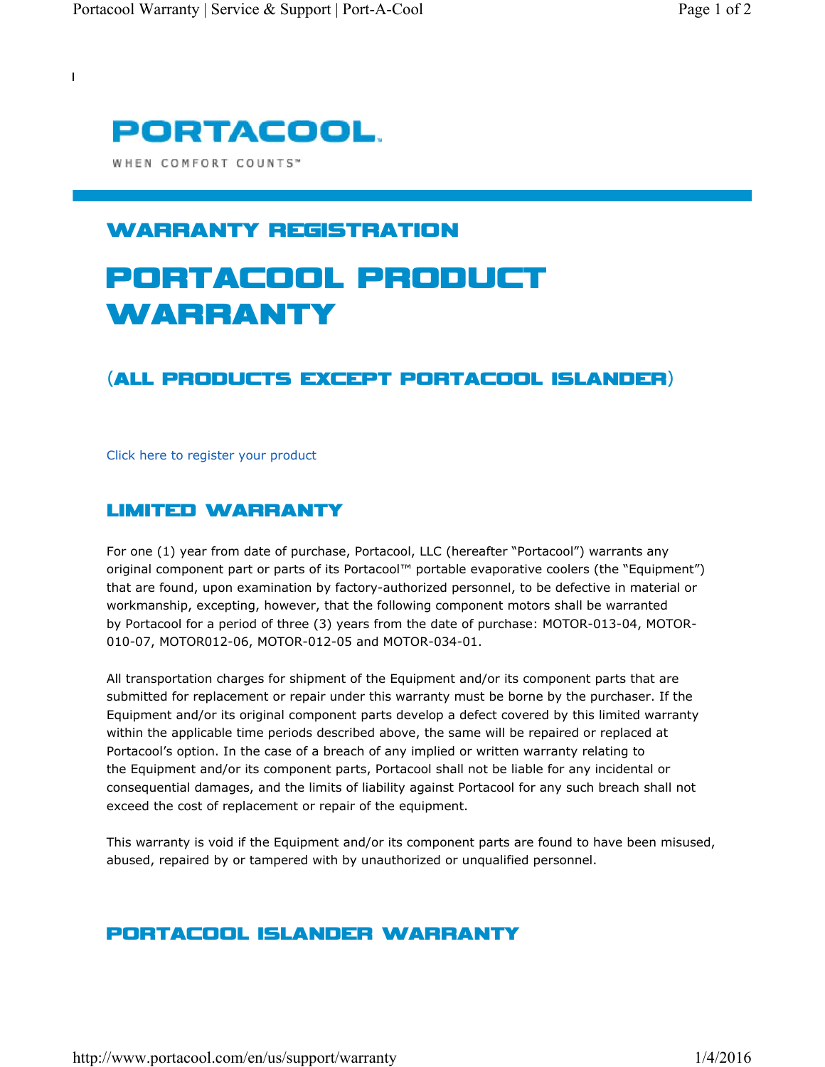# PORTACOOL

WHEN COMFORT COUNTS™

## WARRANTY REGISTRATION

# PORTACOOL PRODUCT WARRANTY

## (ALL PRODUCTS EXCEPT PORTACOOL ISLANDER)

Click here to register your product

## LIMITED WARRANTY

For one (1) year from date of purchase, Portacool, LLC (hereafter "Portacool") warrants any original component part or parts of its Portacool™ portable evaporative coolers (the "Equipment") that are found, upon examination by factory-authorized personnel, to be defective in material or workmanship, excepting, however, that the following component motors shall be warranted by Portacool for a period of three (3) years from the date of purchase: MOTOR-013-04, MOTOR-010-07, MOTOR012-06, MOTOR-012-05 and MOTOR-034-01.

All transportation charges for shipment of the Equipment and/or its component parts that are submitted for replacement or repair under this warranty must be borne by the purchaser. If the Equipment and/or its original component parts develop a defect covered by this limited warranty within the applicable time periods described above, the same will be repaired or replaced at Portacool's option. In the case of a breach of any implied or written warranty relating to the Equipment and/or its component parts, Portacool shall not be liable for any incidental or consequential damages, and the limits of liability against Portacool for any such breach shall not exceed the cost of replacement or repair of the equipment.

This warranty is void if the Equipment and/or its component parts are found to have been misused, abused, repaired by or tampered with by unauthorized or unqualified personnel.

## PORTACOOL ISLANDER WARRANTY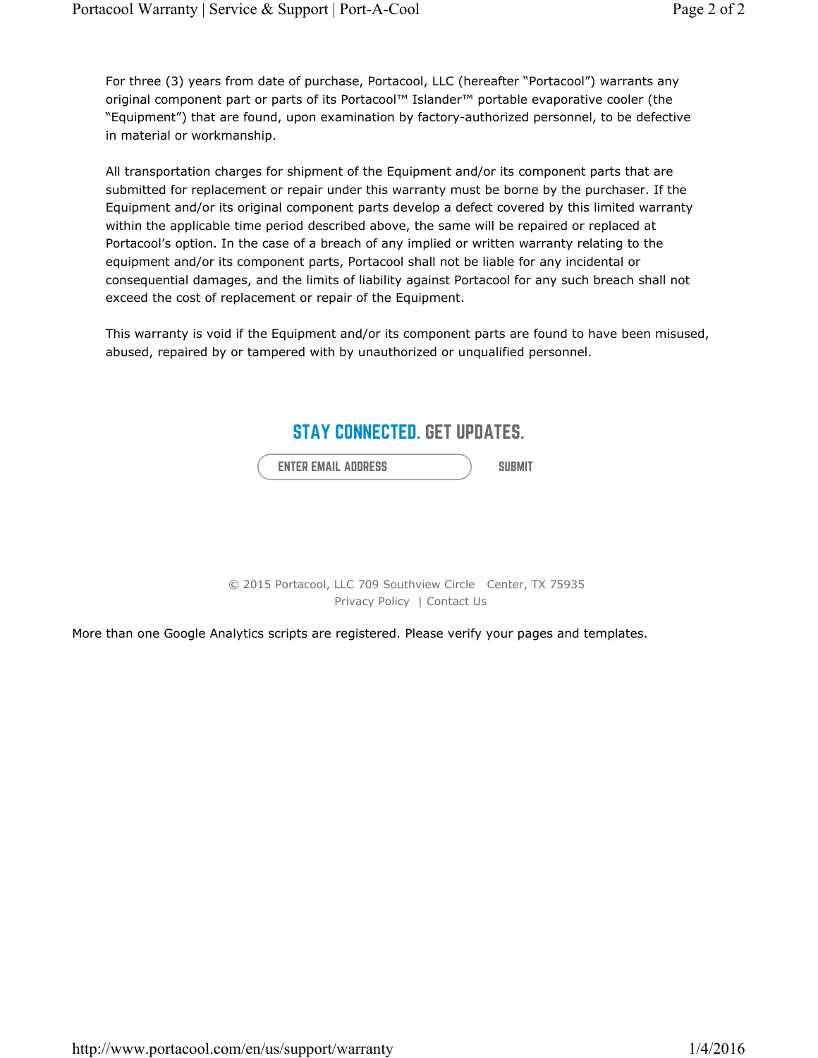For three (3) years from date of purchase, Portacool, LLC (hereafter "Portacool") warrants any original component part or parts of its Portacool™ Islander™ portable evaporative cooler (the "Equipment") that are found, upon examination by factory-authorized personnel, to be defective in material or workmanship.

All transportation charges for shipment of the Equipment and/or its component parts that are submitted for replacement or repair under this warranty must be borne by the purchaser. If the Equipment and/or its original component parts develop a defect covered by this limited warranty within the applicable time period described above, the same will be repaired or replaced at Portacool's option. In the case of a breach of any implied or written warranty relating to the equipment and/or its component parts, Portacool shall not be liable for any incidental or consequential damages, and the limits of liability against Portacool for any such breach shall not exceed the cost of replacement or repair of the Equipment.

This warranty is void if the Equipment and/or its component parts are found to have been misused, abused, repaired by or tampered with by unauthorized or unqualified personnel.

**STAY CONNECTED. GET UPDATES.**

ENTER EMAIL ADDRESS SUBMIT

© 2015 Portacool, LLC 709 Southview Circle Center, TX 75935

Privacy Policy | Contact Us

More than one Google Analytics scripts are registered. Please verify your pages and templates.